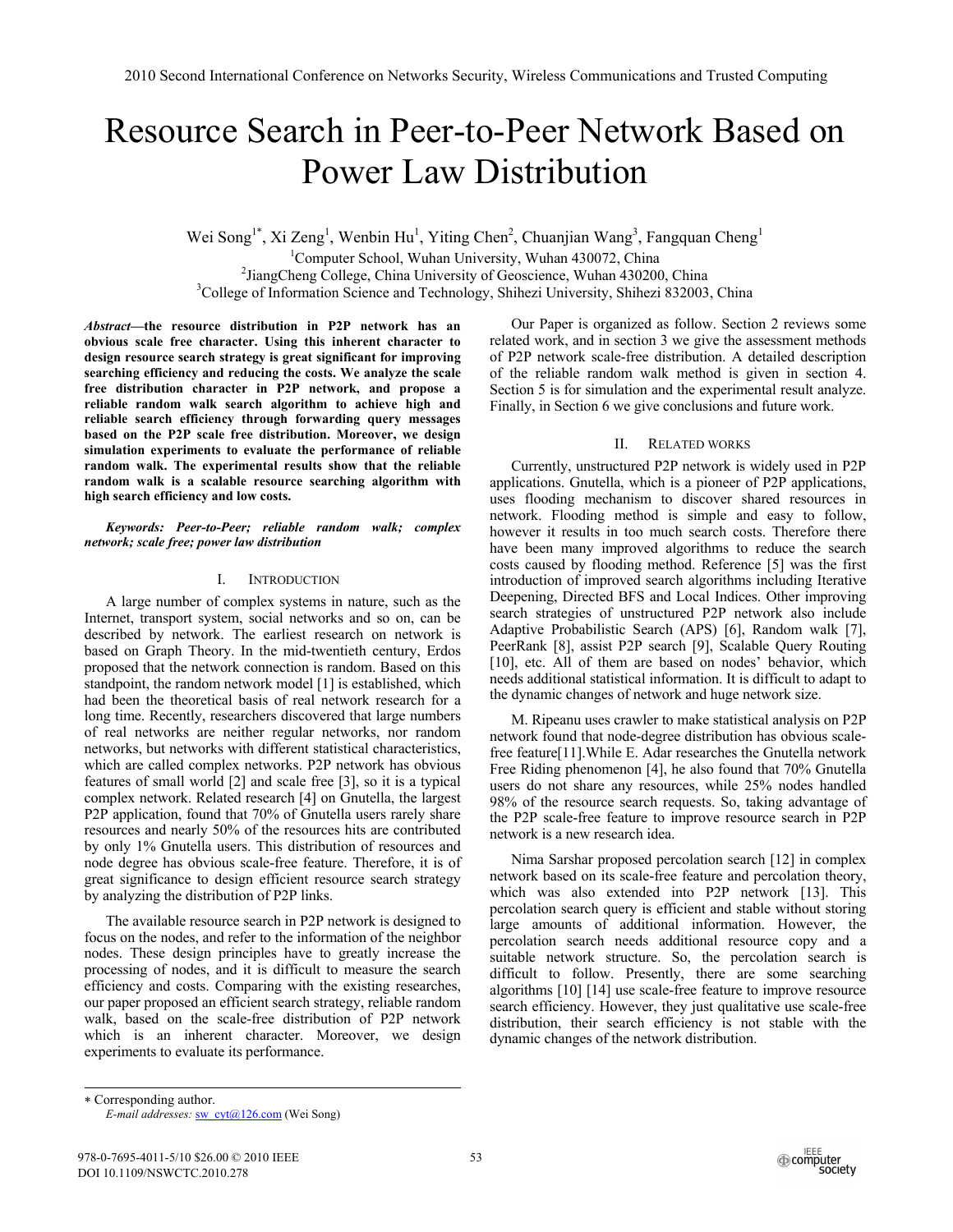# Resource Search in Peer-to-Peer Network Based on Power Law Distribution

Wei Song[1*], Xi Zeng[1], Wenbin Hu[1], Yiting Chen[2], Chuanjian Wang[3], Fangquan Cheng[1]

[1]Computer School, Wuhan University, Wuhan 430072, China
[2]JiangCheng College, China University of Geoscience, Wuhan 430200, China
[3]College of Information Science and Technology, Shihezi University, Shihezi 832003, China

***Abstract*—the resource distribution in P2P network has an obvious scale free character. Using this inherent character to design resource search strategy is great significant for improving searching efficiency and reducing the costs. We analyze the scale free distribution character in P2P network, and propose a reliable random walk search algorithm to achieve high and reliable search efficiency through forwarding query messages based on the P2P scale free distribution. Moreover, we design simulation experiments to evaluate the performance of reliable random walk. The experimental results show that the reliable random walk is a scalable resource searching algorithm with high search efficiency and low costs.**

***Keywords: Peer-to-Peer; reliable random walk; complex network; scale free; power law distribution***

## I. Introduction

A large number of complex systems in nature, such as the Internet, transport system, social networks and so on, can be described by network. The earliest research on network is based on Graph Theory. In the mid-twentieth century, Erdos proposed that the network connection is random. Based on this standpoint, the random network model [1] is established, which had been the theoretical basis of real network research for a long time. Recently, researchers discovered that large numbers of real networks are neither regular networks, nor random networks, but networks with different statistical characteristics, which are called complex networks. P2P network has obvious features of small world [2] and scale free [3], so it is a typical complex network. Related research [4] on Gnutella, the largest P2P application, found that 70% of Gnutella users rarely share resources and nearly 50% of the resources hits are contributed by only 1% Gnutella users. This distribution of resources and node degree has obvious scale-free feature. Therefore, it is of great significance to design efficient resource search strategy by analyzing the distribution of P2P links.

The available resource search in P2P network is designed to focus on the nodes, and refer to the information of the neighbor nodes. These design principles have to greatly increase the processing of nodes, and it is difficult to measure the search efficiency and costs. Comparing with the existing researches, our paper proposed an efficient search strategy, reliable random walk, based on the scale-free distribution of P2P network which is an inherent character. Moreover, we design experiments to evaluate its performance.

Our Paper is organized as follow. Section 2 reviews some related work, and in section 3 we give the assessment methods of P2P network scale-free distribution. A detailed description of the reliable random walk method is given in section 4. Section 5 is for simulation and the experimental result analyze. Finally, in Section 6 we give conclusions and future work.

## II. Related Works

Currently, unstructured P2P network is widely used in P2P applications. Gnutella, which is a pioneer of P2P applications, uses flooding mechanism to discover shared resources in network. Flooding method is simple and easy to follow, however it results in too much search costs. Therefore there have been many improved algorithms to reduce the search costs caused by flooding method. Reference [5] was the first introduction of improved search algorithms including Iterative Deepening, Directed BFS and Local Indices. Other improving search strategies of unstructured P2P network also include Adaptive Probabilistic Search (APS) [6], Random walk [7], PeerRank [8], assist P2P search [9], Scalable Query Routing [10], etc. All of them are based on nodes' behavior, which needs additional statistical information. It is difficult to adapt to the dynamic changes of network and huge network size.

M. Ripeanu uses crawler to make statistical analysis on P2P network found that node-degree distribution has obvious scale-free feature[11].While E. Adar researches the Gnutella network Free Riding phenomenon [4], he also found that 70% Gnutella users do not share any resources, while 25% nodes handled 98% of the resource search requests. So, taking advantage of the P2P scale-free feature to improve resource search in P2P network is a new research idea.

Nima Sarshar proposed percolation search [12] in complex network based on its scale-free feature and percolation theory, which was also extended into P2P network [13]. This percolation search query is efficient and stable without storing large amounts of additional information. However, the percolation search needs additional resource copy and a suitable network structure. So, the percolation search is difficult to follow. Presently, there are some searching algorithms [10] [14] use scale-free feature to improve resource search efficiency. However, they just qualitative use scale-free distribution, their search efficiency is not stable with the dynamic changes of the network distribution.

---

* Corresponding author.
*E-mail addresses:* sw_cyt@126.com (Wei Song)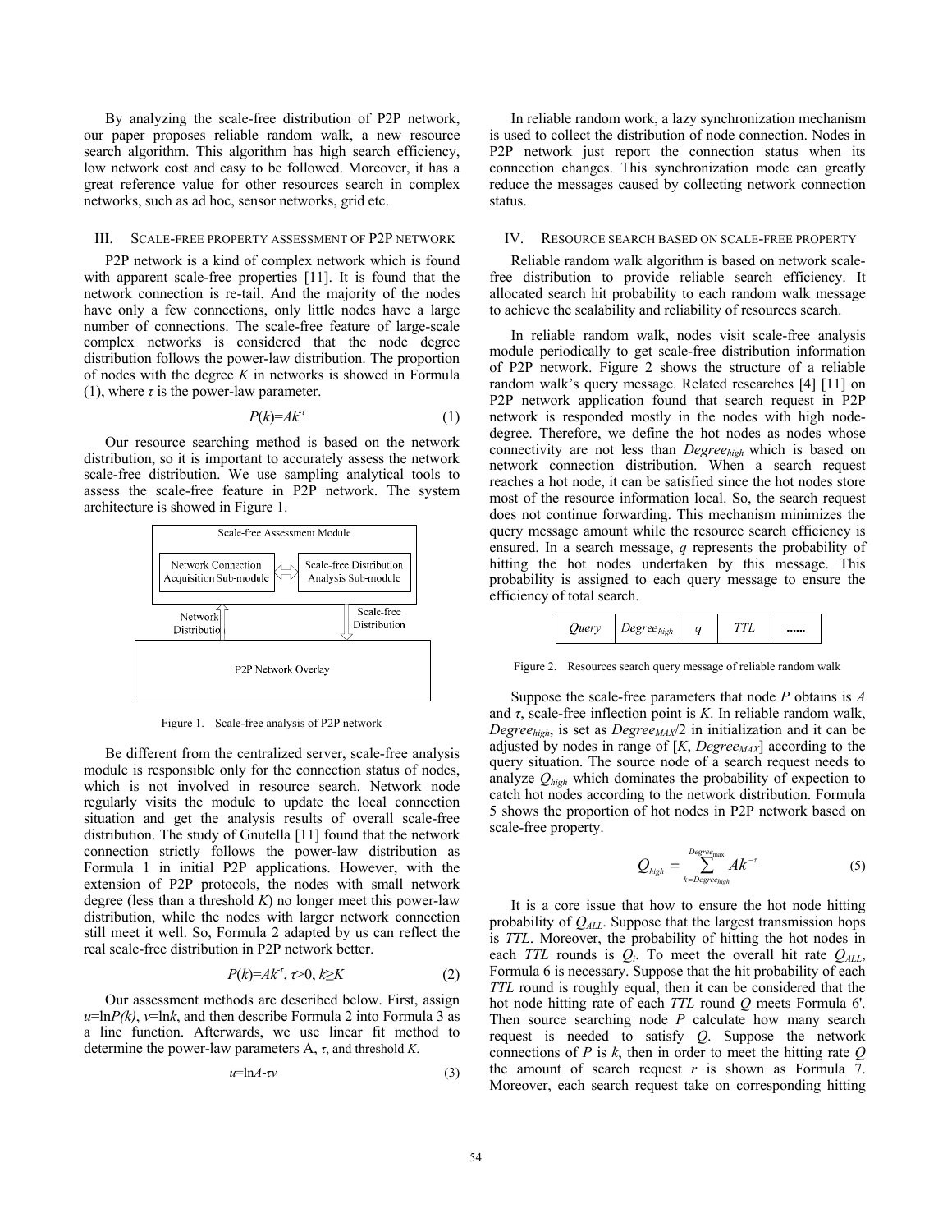By analyzing the scale-free distribution of P2P network, our paper proposes reliable random walk, a new resource search algorithm. This algorithm has high search efficiency, low network cost and easy to be followed. Moreover, it has a great reference value for other resources search in complex networks, such as ad hoc, sensor networks, grid etc.

## III. SCALE-FREE PROPERTY ASSESSMENT OF P2P NETWORK

P2P network is a kind of complex network which is found with apparent scale-free properties [11]. It is found that the network connection is re-tail. And the majority of the nodes have only a few connections, only little nodes have a large number of connections. The scale-free feature of large-scale complex networks is considered that the node degree distribution follows the power-law distribution. The proportion of nodes with the degree $K$ in networks is showed in Formula (1), where $\tau$ is the power-law parameter.

$$P(k)=Ak^{-\tau} \tag{1}$$

Our resource searching method is based on the network distribution, so it is important to accurately assess the network scale-free distribution. We use sampling analytical tools to assess the scale-free feature in P2P network. The system architecture is showed in Figure 1.

Scale-free Assessment Module

Network Connection Acquisition Sub-module | Scale-free Distribution Analysis Sub-module

Network Distributio | Scale-free Distribution

P2P Network Overlay

Figure 1. Scale-free analysis of P2P network

Be different from the centralized server, scale-free analysis module is responsible only for the connection status of nodes, which is not involved in resource search. Network node regularly visits the module to update the local connection situation and get the analysis results of overall scale-free distribution. The study of Gnutella [11] found that the network connection strictly follows the power-law distribution as Formula 1 in initial P2P applications. However, with the extension of P2P protocols, the nodes with small network degree (less than a threshold $K$) no longer meet this power-law distribution, while the nodes with larger network connection still meet it well. So, Formula 2 adapted by us can reflect the real scale-free distribution in P2P network better.

$$P(k)=Ak^{-\tau},\ \tau>0,\ k\geq K \tag{2}$$

Our assessment methods are described below. First, assign $u=\ln P(k)$, $v=\ln k$, and then describe Formula 2 into Formula 3 as a line function. Afterwards, we use linear fit method to determine the power-law parameters A, $\tau$, and threshold $K$.

$$u=\ln A-\tau v \tag{3}$$

In reliable random work, a lazy synchronization mechanism is used to collect the distribution of node connection. Nodes in P2P network just report the connection status when its connection changes. This synchronization mode can greatly reduce the messages caused by collecting network connection status.

## IV. RESOURCE SEARCH BASED ON SCALE-FREE PROPERTY

Reliable random walk algorithm is based on network scale-free distribution to provide reliable search efficiency. It allocated search hit probability to each random walk message to achieve the scalability and reliability of resources search.

In reliable random walk, nodes visit scale-free analysis module periodically to get scale-free distribution information of P2P network. Figure 2 shows the structure of a reliable random walk's query message. Related researches [4] [11] on P2P network application found that search request in P2P network is responded mostly in the nodes with high node-degree. Therefore, we define the hot nodes as nodes whose connectivity are not less than $Degree_{high}$ which is based on network connection distribution. When a search request reaches a hot node, it can be satisfied since the hot nodes store most of the resource information local. So, the search request does not continue forwarding. This mechanism minimizes the query message amount while the resource search efficiency is ensured. In a search message, $q$ represents the probability of hitting the hot nodes undertaken by this message. This probability is assigned to each query message to ensure the efficiency of total search.

| *Query* | $Degree_{high}$ | $q$ | *TTL* | ...... |
|---|---|---|---|---|

Figure 2. Resources search query message of reliable random walk

Suppose the scale-free parameters that node $P$ obtains is $A$ and $\tau$, scale-free inflection point is $K$. In reliable random walk, $Degree_{high}$, is set as $Degree_{MAX}/2$ in initialization and it can be adjusted by nodes in range of [$K$, $Degree_{MAX}$] according to the query situation. The source node of a search request needs to analyze $Q_{high}$ which dominates the probability of expection to catch hot nodes according to the network distribution. Formula 5 shows the proportion of hot nodes in P2P network based on scale-free property.

$$Q_{high}=\sum_{k=Degree_{high}}^{Degree_{max}} Ak^{-\tau} \tag{5}$$

It is a core issue that how to ensure the hot node hitting probability of $Q_{ALL}$. Suppose that the largest transmission hops is $TTL$. Moreover, the probability of hitting the hot nodes in each $TTL$ rounds is $Q_i$. To meet the overall hit rate $Q_{ALL}$, Formula 6 is necessary. Suppose that the hit probability of each $TTL$ round is roughly equal, then it can be considered that the hot node hitting rate of each $TTL$ round $Q$ meets Formula 6'. Then source searching node $P$ calculate how many search request is needed to satisfy $Q$. Suppose the network connections of $P$ is $k$, then in order to meet the hitting rate $Q$ the amount of search request $r$ is shown as Formula 7. Moreover, each search request take on corresponding hitting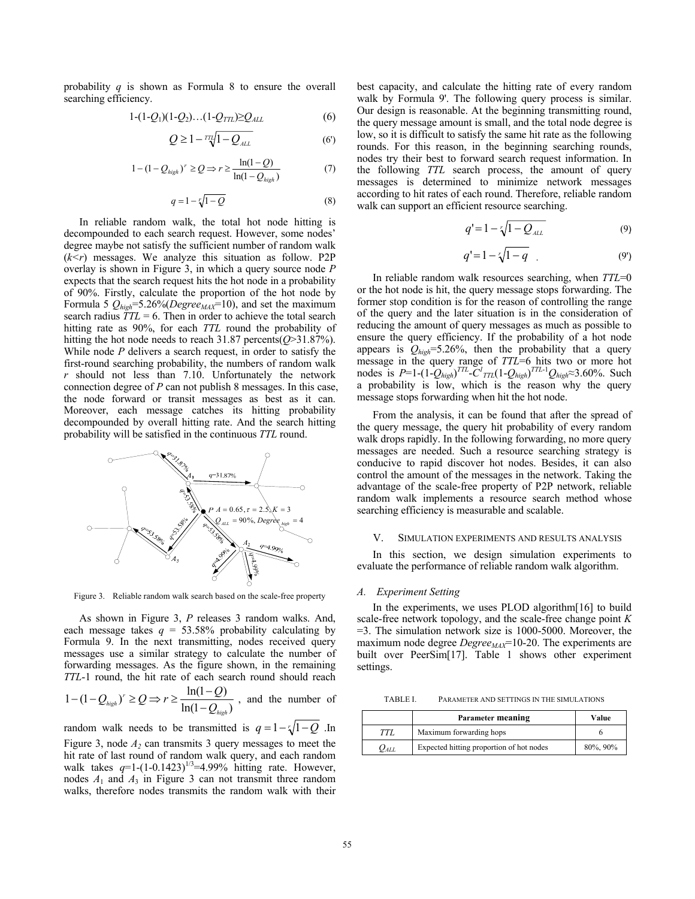probability $q$ is shown as Formula 8 to ensure the overall searching efficiency.

$$1-(1-Q_1)(1-Q_2)\dots(1-Q_{TTL})\geq Q_{ALL} \tag{6}$$

$$Q \geq 1-\sqrt[TTL]{1-Q_{ALL}} \tag{6'}$$

$$1-(1-Q_{high})^r \geq Q \Rightarrow r \geq \frac{\ln(1-Q)}{\ln(1-Q_{high})} \tag{7}$$

$$q = 1-\sqrt[r]{1-Q} \tag{8}$$

In reliable random walk, the total hot node hitting is decompounded to each search request. However, some nodes' degree maybe not satisfy the sufficient number of random walk ($k<r$) messages. We analyze this situation as follow. P2P overlay is shown in Figure 3, in which a query source node $P$ expects that the search request hits the hot node in a probability of 90%. Firstly, calculate the proportion of the hot node by Formula 5 $Q_{high}$=5.26%($Degree_{MAX}$=10), and set the maximum search radius $TTL$ = 6. Then in order to achieve the total search hitting rate as 90%, for each $TTL$ round the probability of hitting the hot node needs to reach 31.87 percents($Q$>31.87%). While node $P$ delivers a search request, in order to satisfy the first-round searching probability, the numbers of random walk $r$ should not less than 7.10. Unfortunately the network connection degree of $P$ can not publish 8 messages. In this case, the node forward or transit messages as best as it can. Moreover, each message catches its hitting probability decompounded by overall hitting rate. And the search hitting probability will be satisfied in the continuous $TTL$ round.

Figure 3. Reliable random walk search based on the scale-free property

As shown in Figure 3, $P$ releases 3 random walks. And, each message takes $q$ = 53.58% probability calculating by Formula 9. In the next transmitting, nodes received query messages use a similar strategy to calculate the number of forwarding messages. As the figure shown, in the remaining $TTL$-1 round, the hit rate of each search round should reach $1-(1-Q_{high})^r \geq Q \Rightarrow r \geq \frac{\ln(1-Q)}{\ln(1-Q_{high})}$, and the number of random walk needs to be transmitted is $q=1-\sqrt[r]{1-Q}$. In Figure 3, node $A_2$ can transmits 3 query messages to meet the hit rate of last round of random walk query, and each random walk takes $q$=1-(1-0.1423)$^{1/3}$=4.99% hitting rate. However, nodes $A_1$ and $A_3$ in Figure 3 can not transmit three random walks, therefore nodes transmits the random walk with their best capacity, and calculate the hitting rate of every random walk by Formula 9'. The following query process is similar. Our design is reasonable. At the beginning transmitting round, the query message amount is small, and the total node degree is low, so it is difficult to satisfy the same hit rate as the following rounds. For this reason, in the beginning searching rounds, nodes try their best to forward search request information. In the following $TTL$ search process, the amount of query messages is determined to minimize network messages according to hit rates of each round. Therefore, reliable random walk can support an efficient resource searching.

$$q' = 1-\sqrt[r]{1-Q_{ALL}} \tag{9}$$

$$q' = 1-\sqrt[r]{1-q} \tag{9'}$$

In reliable random walk resources searching, when $TTL$=0 or the hot node is hit, the query message stops forwarding. The former stop condition is for the reason of controlling the range of the query and the later situation is in the consideration of reducing the amount of query messages as much as possible to ensure the query efficiency. If the probability of a hot node appears is $Q_{high}$=5.26%, then the probability that a query message in the query range of $TTL$=6 hits two or more hot nodes is $P$=1-(1-$Q_{high}$)$^{TTL}$-$C^1_{TTL}$(1-$Q_{high}$)$^{TTL-1}Q_{high}$≈3.60%. Such a probability is low, which is the reason why the query message stops forwarding when hit the hot node.

From the analysis, it can be found that after the spread of the query message, the query hit probability of every random walk drops rapidly. In the following forwarding, no more query messages are needed. Such a resource searching strategy is conducive to rapid discover hot nodes. Besides, it can also control the amount of the messages in the network. Taking the advantage of the scale-free property of P2P network, reliable random walk implements a resource search method whose searching efficiency is measurable and scalable.

## V. SIMULATION EXPERIMENTS AND RESULTS ANALYSIS

In this section, we design simulation experiments to evaluate the performance of reliable random walk algorithm.

### A. Experiment Setting

In the experiments, we uses PLOD algorithm[16] to build scale-free network topology, and the scale-free change point $K$ =3. The simulation network size is 1000-5000. Moreover, the maximum node degree $Degree_{MAX}$=10-20. The experiments are built over PeerSim[17]. Table 1 shows other experiment settings.

TABLE I. PARAMETER AND SETTINGS IN THE SIMULATIONS

| | Parameter meaning | Value |
|---|---|---|
| $TTL$ | Maximum forwarding hops | 6 |
| $Q_{ALL}$ | Expected hitting proportion of hot nodes | 80%, 90% |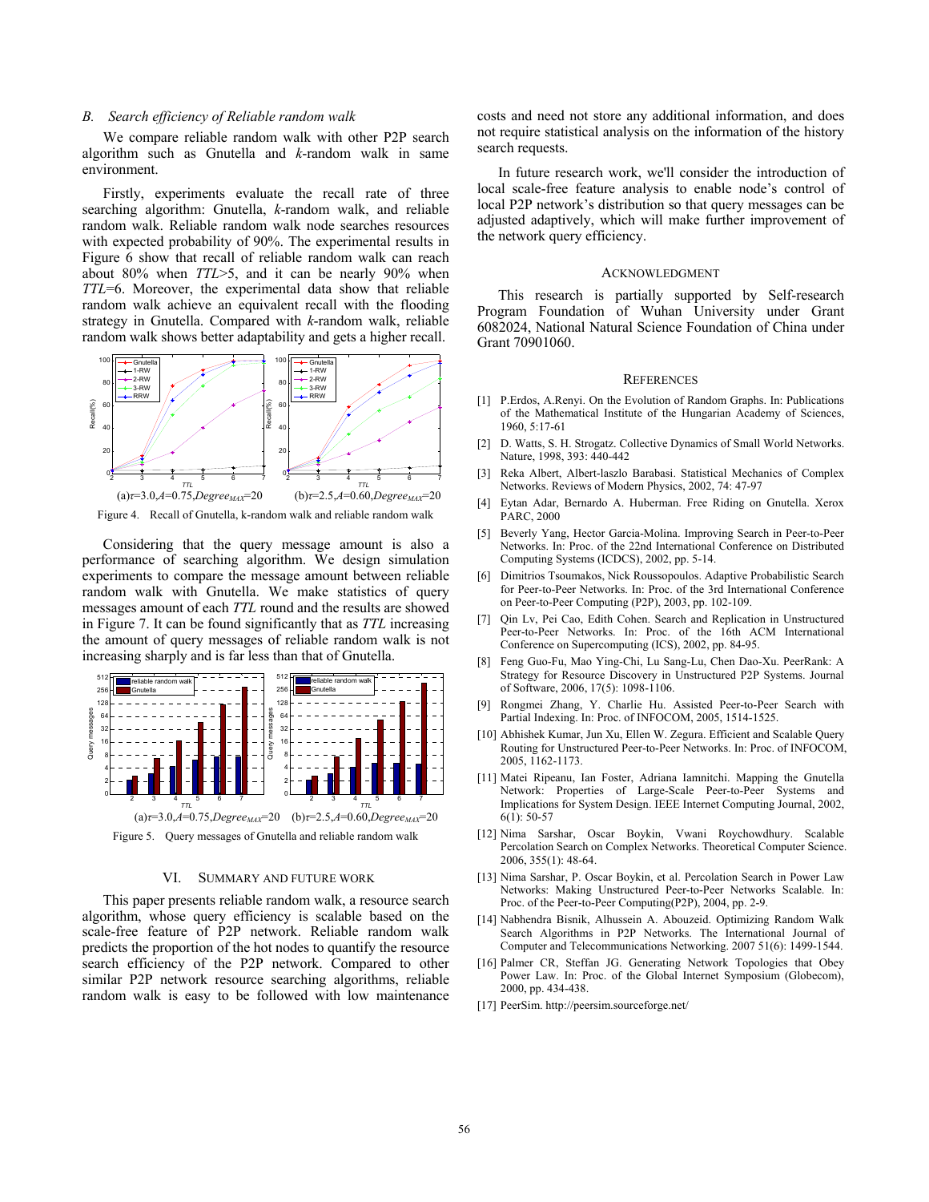### B. Search efficiency of Reliable random walk

We compare reliable random walk with other P2P search algorithm such as Gnutella and *k*-random walk in same environment.

Firstly, experiments evaluate the recall rate of three searching algorithm: Gnutella, *k*-random walk, and reliable random walk. Reliable random walk node searches resources with expected probability of 90%. The experimental results in Figure 6 show that recall of reliable random walk can reach about 80% when *TTL*>5, and it can be nearly 90% when *TTL*=6. Moreover, the experimental data show that reliable random walk achieve an equivalent recall with the flooding strategy in Gnutella. Compared with *k*-random walk, reliable random walk shows better adaptability and gets a higher recall.

Gnutella
1-RW
2-RW
3-RW
RRW
Recall(%)
TTL

(a)$\tau$=3.0,$A$=0.75,$Degree_{MAX}$=20 (b)$\tau$=2.5,$A$=0.60,$Degree_{MAX}$=20

Figure 4. Recall of Gnutella, k-random walk and reliable random walk

Considering that the query message amount is also a performance of searching algorithm. We design simulation experiments to compare the message amount between reliable random walk with Gnutella. We make statistics of query messages amount of each *TTL* round and the results are showed in Figure 7. It can be found significantly that as *TTL* increasing the amount of query messages of reliable random walk is not increasing sharply and is far less than that of Gnutella.

reliable random walk
Gnutella
Query messages
TTL

(a)$\tau$=3.0,$A$=0.75,$Degree_{MAX}$=20 (b)$\tau$=2.5,$A$=0.60,$Degree_{MAX}$=20

Figure 5. Query messages of Gnutella and reliable random walk

## VI. Summary and Future Work

This paper presents reliable random walk, a resource search algorithm, whose query efficiency is scalable based on the scale-free feature of P2P network. Reliable random walk predicts the proportion of the hot nodes to quantify the resource search efficiency of the P2P network. Compared to other similar P2P network resource searching algorithms, reliable random walk is easy to be followed with low maintenance costs and need not store any additional information, and does not require statistical analysis on the information of the history search requests.

In future research work, we'll consider the introduction of local scale-free feature analysis to enable node's control of local P2P network's distribution so that query messages can be adjusted adaptively, which will make further improvement of the network query efficiency.

## Acknowledgment

This research is partially supported by Self-research Program Foundation of Wuhan University under Grant 6082024, National Natural Science Foundation of China under Grant 70901060.

## References

[1] P.Erdos, A.Renyi. On the Evolution of Random Graphs. In: Publications of the Mathematical Institute of the Hungarian Academy of Sciences, 1960, 5:17-61

[2] D. Watts, S. H. Strogatz. Collective Dynamics of Small World Networks. Nature, 1998, 393: 440-442

[3] Reka Albert, Albert-laszlo Barabasi. Statistical Mechanics of Complex Networks. Reviews of Modern Physics, 2002, 74: 47-97

[4] Eytan Adar, Bernardo A. Huberman. Free Riding on Gnutella. Xerox PARC, 2000

[5] Beverly Yang, Hector Garcia-Molina. Improving Search in Peer-to-Peer Networks. In: Proc. of the 22nd International Conference on Distributed Computing Systems (ICDCS), 2002, pp. 5-14.

[6] Dimitrios Tsoumakos, Nick Roussopoulos. Adaptive Probabilistic Search for Peer-to-Peer Networks. In: Proc. of the 3rd International Conference on Peer-to-Peer Computing (P2P), 2003, pp. 102-109.

[7] Qin Lv, Pei Cao, Edith Cohen. Search and Replication in Unstructured Peer-to-Peer Networks. In: Proc. of the 16th ACM International Conference on Supercomputing (ICS), 2002, pp. 84-95.

[8] Feng Guo-Fu, Mao Ying-Chi, Lu Sang-Lu, Chen Dao-Xu. PeerRank: A Strategy for Resource Discovery in Unstructured P2P Systems. Journal of Software, 2006, 17(5): 1098-1106.

[9] Rongmei Zhang, Y. Charlie Hu. Assisted Peer-to-Peer Search with Partial Indexing. In: Proc. of INFOCOM, 2005, 1514-1525.

[10] Abhishek Kumar, Jun Xu, Ellen W. Zegura. Efficient and Scalable Query Routing for Unstructured Peer-to-Peer Networks. In: Proc. of INFOCOM, 2005, 1162-1173.

[11] Matei Ripeanu, Ian Foster, Adriana Iamnitchi. Mapping the Gnutella Network: Properties of Large-Scale Peer-to-Peer Systems and Implications for System Design. IEEE Internet Computing Journal, 2002, 6(1): 50-57

[12] Nima Sarshar, Oscar Boykin, Vwani Roychowdhury. Scalable Percolation Search on Complex Networks. Theoretical Computer Science. 2006, 355(1): 48-64.

[13] Nima Sarshar, P. Oscar Boykin, et al. Percolation Search in Power Law Networks: Making Unstructured Peer-to-Peer Networks Scalable. In: Proc. of the Peer-to-Peer Computing(P2P), 2004, pp. 2-9.

[14] Nabhendra Bisnik, Alhussein A. Abouzeid. Optimizing Random Walk Search Algorithms in P2P Networks. The International Journal of Computer and Telecommunications Networking. 2007 51(6): 1499-1544.

[16] Palmer CR, Steffan JG. Generating Network Topologies that Obey Power Law. In: Proc. of the Global Internet Symposium (Globecom), 2000, pp. 434-438.

[17] PeerSim. http://peersim.sourceforge.net/